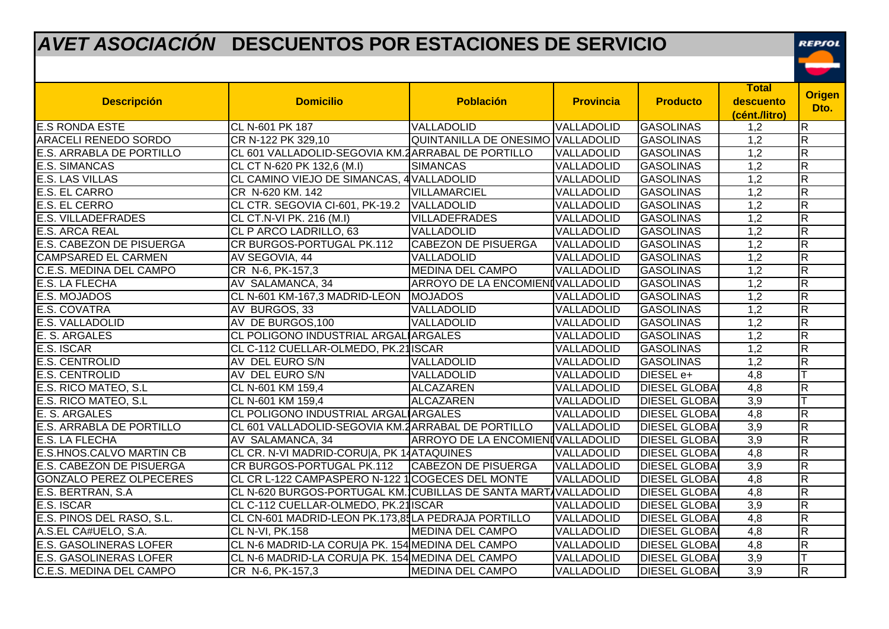# *AVET ASOCIACIÓN* DESCUENTOS POR ESTACIONES DE SERVICIO

REPSOL

| Descripción | Domicilio | Población | Provincia | Producto | Total descuento (cént./litro) | Origen Dto. |
|---|---|---|---|---|---|---|
| E.S RONDA ESTE | CL N-601 PK 187 | VALLADOLID | VALLADOLID | GASOLINAS | 1,2 | R |
| ARACELI RENEDO SORDO | CR N-122 PK 329,10 | QUINTANILLA DE ONESIMO | VALLADOLID | GASOLINAS | 1,2 | R |
| E.S. ARRABLA DE PORTILLO | CL 601 VALLADOLID-SEGOVIA KM.2 | ARRABAL DE PORTILLO | VALLADOLID | GASOLINAS | 1,2 | R |
| E.S. SIMANCAS | CL CT N-620 PK 132,6 (M.I) | SIMANCAS | VALLADOLID | GASOLINAS | 1,2 | R |
| E.S. LAS VILLAS | CL CAMINO VIEJO DE SIMANCAS, 4 | VALLADOLID | VALLADOLID | GASOLINAS | 1,2 | R |
| E.S. EL CARRO | CR N-620 KM. 142 | VILLAMARCIEL | VALLADOLID | GASOLINAS | 1,2 | R |
| E.S. EL CERRO | CL CTR. SEGOVIA CI-601, PK-19.2 | VALLADOLID | VALLADOLID | GASOLINAS | 1,2 | R |
| E.S. VILLADEFRADES | CL CT.N-VI PK. 216 (M.I) | VILLADEFRADES | VALLADOLID | GASOLINAS | 1,2 | R |
| E.S. ARCA REAL | CL P ARCO LADRILLO, 63 | VALLADOLID | VALLADOLID | GASOLINAS | 1,2 | R |
| E.S. CABEZON DE PISUERGA | CR BURGOS-PORTUGAL PK.112 | CABEZON DE PISUERGA | VALLADOLID | GASOLINAS | 1,2 | R |
| CAMPSARED EL CARMEN | AV SEGOVIA, 44 | VALLADOLID | VALLADOLID | GASOLINAS | 1,2 | R |
| C.E.S. MEDINA DEL CAMPO | CR N-6, PK-157,3 | MEDINA DEL CAMPO | VALLADOLID | GASOLINAS | 1,2 | R |
| E.S. LA FLECHA | AV SALAMANCA, 34 | ARROYO DE LA ENCOMIEND | VALLADOLID | GASOLINAS | 1,2 | R |
| E.S. MOJADOS | CL N-601 KM-167,3 MADRID-LEON | MOJADOS | VALLADOLID | GASOLINAS | 1,2 | R |
| E.S. COVATRA | AV BURGOS, 33 | VALLADOLID | VALLADOLID | GASOLINAS | 1,2 | R |
| E.S. VALLADOLID | AV DE BURGOS,100 | VALLADOLID | VALLADOLID | GASOLINAS | 1,2 | R |
| E. S. ARGALES | CL POLIGONO INDUSTRIAL ARGALI | ARGALES | VALLADOLID | GASOLINAS | 1,2 | R |
| E.S. ISCAR | CL C-112 CUELLAR-OLMEDO, PK.21 | ISCAR | VALLADOLID | GASOLINAS | 1,2 | R |
| E.S. CENTROLID | AV DEL EURO S/N | VALLADOLID | VALLADOLID | GASOLINAS | 1,2 | R |
| E.S. CENTROLID | AV DEL EURO S/N | VALLADOLID | VALLADOLID | DIESEL e+ | 4,8 | T |
| E.S. RICO MATEO, S.L | CL N-601 KM 159,4 | ALCAZAREN | VALLADOLID | DIESEL GLOBA | 4,8 | R |
| E.S. RICO MATEO, S.L | CL N-601 KM 159,4 | ALCAZAREN | VALLADOLID | DIESEL GLOBA | 3,9 | T |
| E. S. ARGALES | CL POLIGONO INDUSTRIAL ARGALI | ARGALES | VALLADOLID | DIESEL GLOBA | 4,8 | R |
| E.S. ARRABLA DE PORTILLO | CL 601 VALLADOLID-SEGOVIA KM.2 | ARRABAL DE PORTILLO | VALLADOLID | DIESEL GLOBA | 3,9 | R |
| E.S. LA FLECHA | AV SALAMANCA, 34 | ARROYO DE LA ENCOMIEND | VALLADOLID | DIESEL GLOBA | 3,9 | R |
| E.S.HNOS.CALVO MARTIN CB | CL CR. N-VI MADRID-CORU\|A, PK 14 | ATAQUINES | VALLADOLID | DIESEL GLOBA | 4,8 | R |
| E.S. CABEZON DE PISUERGA | CR BURGOS-PORTUGAL PK.112 | CABEZON DE PISUERGA | VALLADOLID | DIESEL GLOBA | 3,9 | R |
| GONZALO PEREZ OLPECERES | CL CR L-122 CAMPASPERO N-122 1 | COGECES DEL MONTE | VALLADOLID | DIESEL GLOBA | 4,8 | R |
| E.S. BERTRAN, S.A | CL N-620 BURGOS-PORTUGAL KM. | CUBILLAS DE SANTA MARTA | VALLADOLID | DIESEL GLOBA | 4,8 | R |
| E.S. ISCAR | CL C-112 CUELLAR-OLMEDO, PK.21 | ISCAR | VALLADOLID | DIESEL GLOBA | 3,9 | R |
| E.S. PINOS DEL RASO, S.L. | CL CN-601 MADRID-LEON PK.173,85 | LA PEDRAJA PORTILLO | VALLADOLID | DIESEL GLOBA | 4,8 | R |
| A.S.EL CA#UELO, S.A. | CL N-VI, PK.158 | MEDINA DEL CAMPO | VALLADOLID | DIESEL GLOBA | 4,8 | R |
| E.S. GASOLINERAS LOFER | CL N-6 MADRID-LA CORU\|A PK. 154 | MEDINA DEL CAMPO | VALLADOLID | DIESEL GLOBA | 4,8 | R |
| E.S. GASOLINERAS LOFER | CL N-6 MADRID-LA CORU\|A PK. 154 | MEDINA DEL CAMPO | VALLADOLID | DIESEL GLOBA | 3,9 | T |
| C.E.S. MEDINA DEL CAMPO | CR N-6, PK-157,3 | MEDINA DEL CAMPO | VALLADOLID | DIESEL GLOBA | 3,9 | R |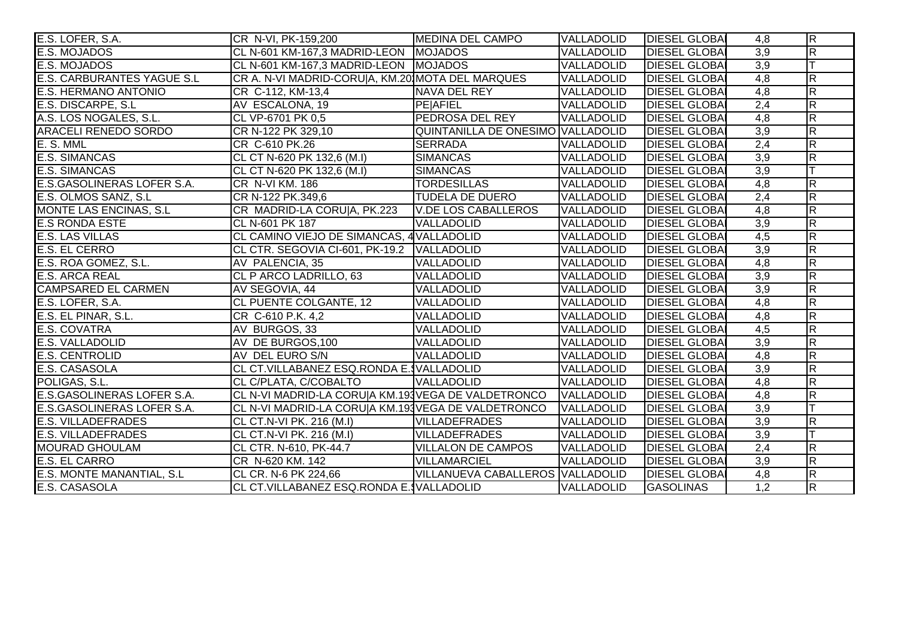| | | | | | | |
|---|---|---|---|---|---|---|
| E.S. LOFER, S.A. | CR N-VI, PK-159,200 | MEDINA DEL CAMPO | VALLADOLID | DIESEL GLOBA | 4,8 | R |
| E.S. MOJADOS | CL N-601 KM-167,3 MADRID-LEON | MOJADOS | VALLADOLID | DIESEL GLOBA | 3,9 | R |
| E.S. MOJADOS | CL N-601 KM-167,3 MADRID-LEON | MOJADOS | VALLADOLID | DIESEL GLOBA | 3,9 | T |
| E.S. CARBURANTES YAGUE S.L | CR A. N-VI MADRID-CORU\|A, KM.20 | MOTA DEL MARQUES | VALLADOLID | DIESEL GLOBA | 4,8 | R |
| E.S. HERMANO ANTONIO | CR C-112, KM-13,4 | NAVA DEL REY | VALLADOLID | DIESEL GLOBA | 4,8 | R |
| E.S. DISCARPE, S.L | AV ESCALONA, 19 | PE\|AFIEL | VALLADOLID | DIESEL GLOBA | 2,4 | R |
| A.S. LOS NOGALES, S.L. | CL VP-6701 PK 0,5 | PEDROSA DEL REY | VALLADOLID | DIESEL GLOBA | 4,8 | R |
| ARACELI RENEDO SORDO | CR N-122 PK 329,10 | QUINTANILLA DE ONESIMO | VALLADOLID | DIESEL GLOBA | 3,9 | R |
| E. S. MML | CR C-610 PK.26 | SERRADA | VALLADOLID | DIESEL GLOBA | 2,4 | R |
| E.S. SIMANCAS | CL CT N-620 PK 132,6 (M.I) | SIMANCAS | VALLADOLID | DIESEL GLOBA | 3,9 | R |
| E.S. SIMANCAS | CL CT N-620 PK 132,6 (M.I) | SIMANCAS | VALLADOLID | DIESEL GLOBA | 3,9 | T |
| E.S.GASOLINERAS LOFER S.A. | CR N-VI KM. 186 | TORDESILLAS | VALLADOLID | DIESEL GLOBA | 4,8 | R |
| E.S. OLMOS SANZ, S.L | CR N-122 PK.349,6 | TUDELA DE DUERO | VALLADOLID | DIESEL GLOBA | 2,4 | R |
| MONTE LAS ENCINAS, S.L | CR MADRID-LA CORU\|A, PK.223 | V.DE LOS CABALLEROS | VALLADOLID | DIESEL GLOBA | 4,8 | R |
| E.S RONDA ESTE | CL N-601 PK 187 | VALLADOLID | VALLADOLID | DIESEL GLOBA | 3,9 | R |
| E.S. LAS VILLAS | CL CAMINO VIEJO DE SIMANCAS, 4 | VALLADOLID | VALLADOLID | DIESEL GLOBA | 4,5 | R |
| E.S. EL CERRO | CL CTR. SEGOVIA CI-601, PK-19.2 | VALLADOLID | VALLADOLID | DIESEL GLOBA | 3,9 | R |
| E.S. ROA GOMEZ, S.L. | AV PALENCIA, 35 | VALLADOLID | VALLADOLID | DIESEL GLOBA | 4,8 | R |
| E.S. ARCA REAL | CL P ARCO LADRILLO, 63 | VALLADOLID | VALLADOLID | DIESEL GLOBA | 3,9 | R |
| CAMPSARED EL CARMEN | AV SEGOVIA, 44 | VALLADOLID | VALLADOLID | DIESEL GLOBA | 3,9 | R |
| E.S. LOFER, S.A. | CL PUENTE COLGANTE, 12 | VALLADOLID | VALLADOLID | DIESEL GLOBA | 4,8 | R |
| E.S. EL PINAR, S.L. | CR C-610 P.K. 4,2 | VALLADOLID | VALLADOLID | DIESEL GLOBA | 4,8 | R |
| E.S. COVATRA | AV BURGOS, 33 | VALLADOLID | VALLADOLID | DIESEL GLOBA | 4,5 | R |
| E.S. VALLADOLID | AV DE BURGOS,100 | VALLADOLID | VALLADOLID | DIESEL GLOBA | 3,9 | R |
| E.S. CENTROLID | AV DEL EURO S/N | VALLADOLID | VALLADOLID | DIESEL GLOBA | 4,8 | R |
| E.S. CASASOLA | CL CT.VILLABANEZ ESQ.RONDA E.S | VALLADOLID | VALLADOLID | DIESEL GLOBA | 3,9 | R |
| POLIGAS, S.L. | CL C/PLATA, C/COBALTO | VALLADOLID | VALLADOLID | DIESEL GLOBA | 4,8 | R |
| E.S.GASOLINERAS LOFER S.A. | CL N-VI MADRID-LA CORU\|A KM.193 | VEGA DE VALDETRONCO | VALLADOLID | DIESEL GLOBA | 4,8 | R |
| E.S.GASOLINERAS LOFER S.A. | CL N-VI MADRID-LA CORU\|A KM.193 | VEGA DE VALDETRONCO | VALLADOLID | DIESEL GLOBA | 3,9 | T |
| E.S. VILLADEFRADES | CL CT.N-VI PK. 216 (M.I) | VILLADEFRADES | VALLADOLID | DIESEL GLOBA | 3,9 | R |
| E.S. VILLADEFRADES | CL CT.N-VI PK. 216 (M.I) | VILLADEFRADES | VALLADOLID | DIESEL GLOBA | 3,9 | T |
| MOURAD GHOULAM | CL CTR. N-610, PK-44.7 | VILLALON DE CAMPOS | VALLADOLID | DIESEL GLOBA | 2,4 | R |
| E.S. EL CARRO | CR N-620 KM. 142 | VILLAMARCIEL | VALLADOLID | DIESEL GLOBA | 3,9 | R |
| E.S. MONTE MANANTIAL, S.L | CL CR. N-6 PK 224,66 | VILLANUEVA CABALLEROS | VALLADOLID | DIESEL GLOBA | 4,8 | R |
| E.S. CASASOLA | CL CT.VILLABANEZ ESQ.RONDA E.S | VALLADOLID | VALLADOLID | GASOLINAS | 1,2 | R |